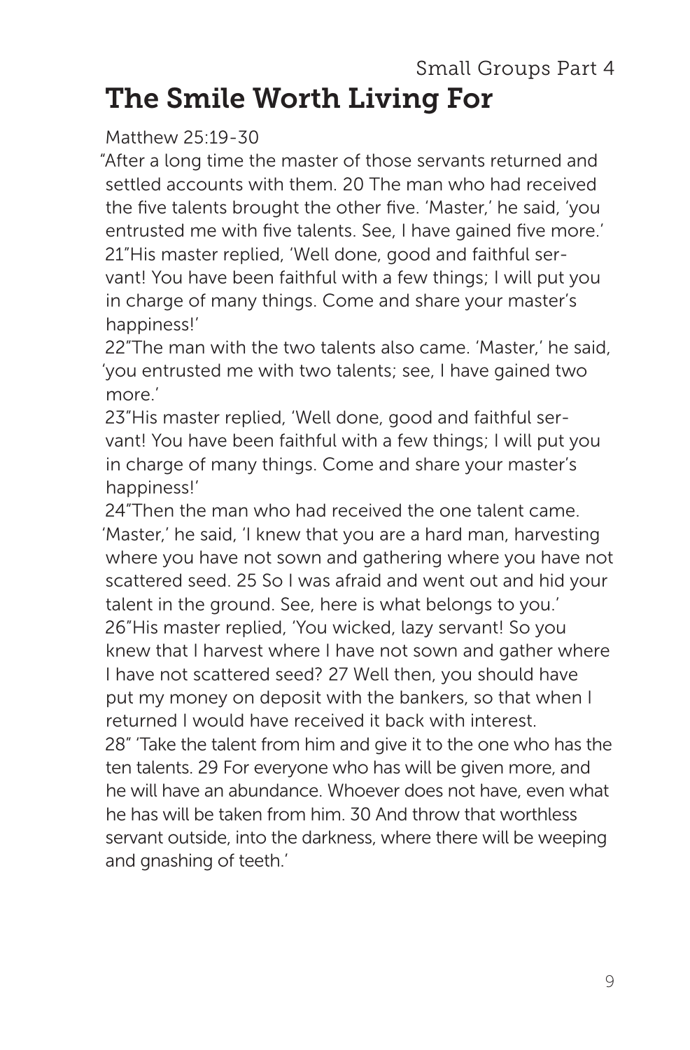Small Groups Part 4

# The Smile Worth Living For

Matthew 25:19-30

"After a long time the master of those servants returned and settled accounts with them. 20 The man who had received the five talents brought the other five. 'Master,' he said, 'you entrusted me with five talents. See, I have gained five more.'

21"His master replied, 'Well done, good and faithful servant! You have been faithful with a few things; I will put you in charge of many things. Come and share your master's happiness!'

22"The man with the two talents also came. 'Master,' he said, 'you entrusted me with two talents; see, I have gained two more.'

23"His master replied, 'Well done, good and faithful servant! You have been faithful with a few things; I will put you in charge of many things. Come and share your master's happiness!'

24"Then the man who had received the one talent came. 'Master,' he said, 'I knew that you are a hard man, harvesting where you have not sown and gathering where you have not scattered seed. 25 So I was afraid and went out and hid your talent in the ground. See, here is what belongs to you.'

26"His master replied, 'You wicked, lazy servant! So you knew that I harvest where I have not sown and gather where I have not scattered seed? 27 Well then, you should have put my money on deposit with the bankers, so that when I returned I would have received it back with interest.

28" 'Take the talent from him and give it to the one who has the ten talents. 29 For everyone who has will be given more, and he will have an abundance. Whoever does not have, even what he has will be taken from him. 30 And throw that worthless servant outside, into the darkness, where there will be weeping and gnashing of teeth.'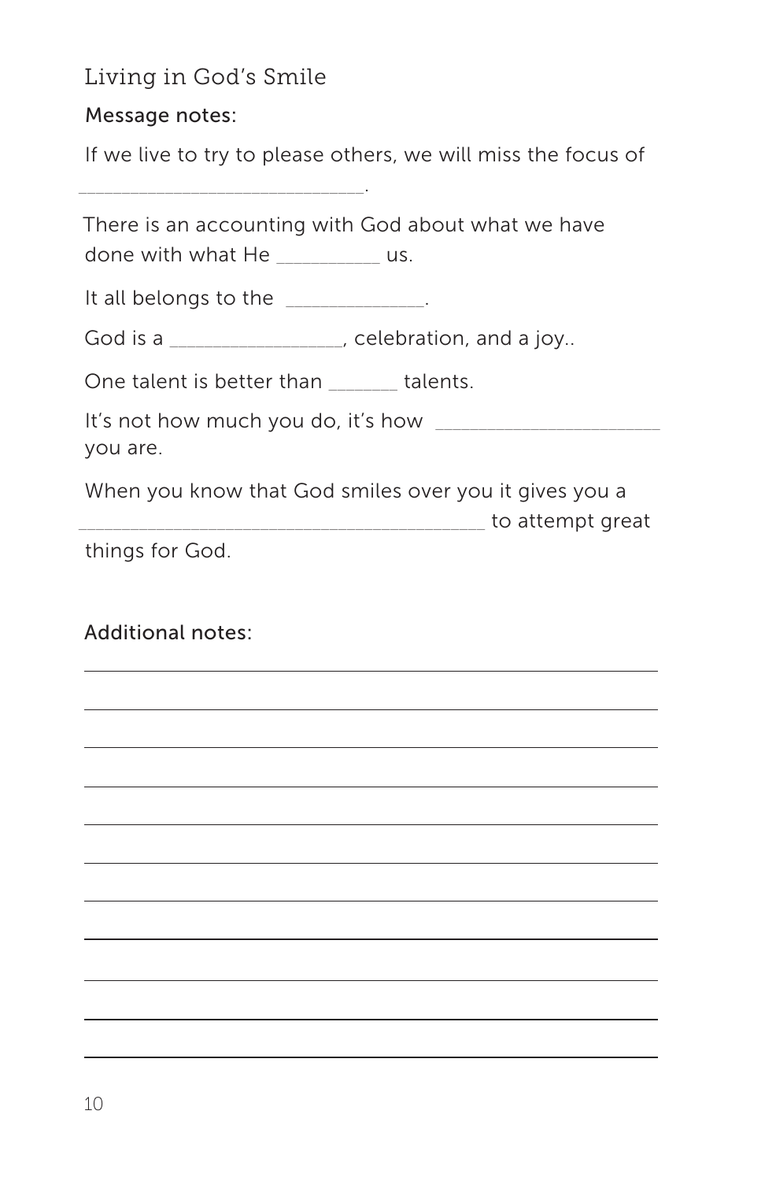## Living in God's Smile

### Message notes:

If we live to try to please others, we will miss the focus of ___________________________.

There is an accounting with God about what we have done with what He __________ us.

It all belongs to the ______________.

God is a _________________, celebration, and a joy..

One talent is better than _______ talents.

It's not how much you do, it's how ______________________ you are.

When you know that God smiles over you it gives you a ________________________________________ to attempt great things for God.

### Additional notes:

_______________________________________________

_______________________________________________

_______________________________________________

_______________________________________________

_______________________________________________

_______________________________________________

_______________________________________________

_______________________________________________

_______________________________________________

_______________________________________________

_______________________________________________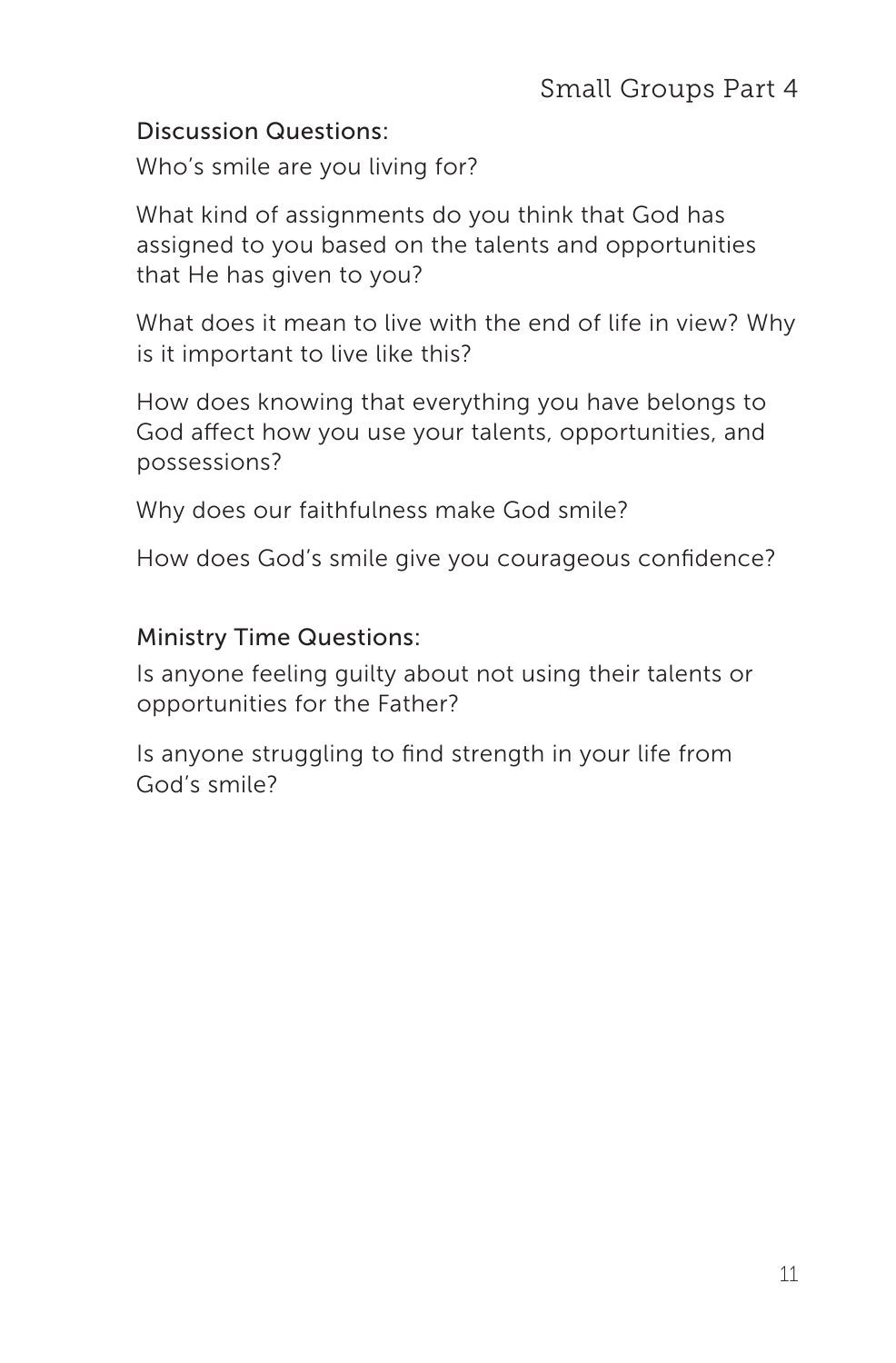# Small Groups Part 4

## Discussion Questions:

Who's smile are you living for?

What kind of assignments do you think that God has assigned to you based on the talents and opportunities that He has given to you?

What does it mean to live with the end of life in view? Why is it important to live like this?

How does knowing that everything you have belongs to God affect how you use your talents, opportunities, and possessions?

Why does our faithfulness make God smile?

How does God's smile give you courageous confidence?

## Ministry Time Questions:

Is anyone feeling guilty about not using their talents or opportunities for the Father?

Is anyone struggling to find strength in your life from God's smile?